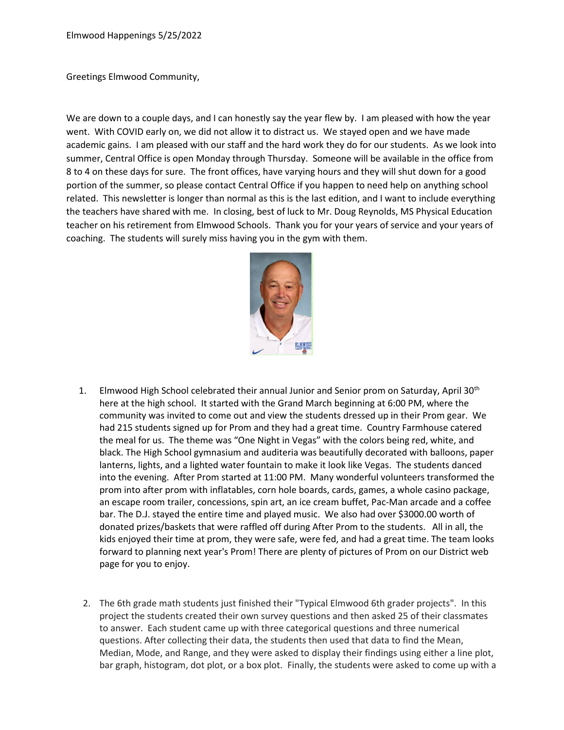Elmwood Happenings 5/25/2022

Greetings Elmwood Community,

We are down to a couple days, and I can honestly say the year flew by. I am pleased with how the year went. With COVID early on, we did not allow it to distract us. We stayed open and we have made academic gains. I am pleased with our staff and the hard work they do for our students. As we look into summer, Central Office is open Monday through Thursday. Someone will be available in the office from 8 to 4 on these days for sure. The front offices, have varying hours and they will shut down for a good portion of the summer, so please contact Central Office if you happen to need help on anything school related. This newsletter is longer than normal as this is the last edition, and I want to include everything the teachers have shared with me. In closing, best of luck to Mr. Doug Reynolds, MS Physical Education teacher on his retirement from Elmwood Schools. Thank you for your years of service and your years of coaching. The students will surely miss having you in the gym with them.

1. Elmwood High School celebrated their annual Junior and Senior prom on Saturday, April 30th here at the high school. It started with the Grand March beginning at 6:00 PM, where the community was invited to come out and view the students dressed up in their Prom gear. We had 215 students signed up for Prom and they had a great time. Country Farmhouse catered the meal for us. The theme was "One Night in Vegas" with the colors being red, white, and black. The High School gymnasium and auditeria was beautifully decorated with balloons, paper lanterns, lights, and a lighted water fountain to make it look like Vegas. The students danced into the evening. After Prom started at 11:00 PM. Many wonderful volunteers transformed the prom into after prom with inflatables, corn hole boards, cards, games, a whole casino package, an escape room trailer, concessions, spin art, an ice cream buffet, Pac-Man arcade and a coffee bar. The D.J. stayed the entire time and played music. We also had over $3000.00 worth of donated prizes/baskets that were raffled off during After Prom to the students. All in all, the kids enjoyed their time at prom, they were safe, were fed, and had a great time. The team looks forward to planning next year's Prom! There are plenty of pictures of Prom on our District web page for you to enjoy.

2. The 6th grade math students just finished their "Typical Elmwood 6th grader projects". In this project the students created their own survey questions and then asked 25 of their classmates to answer. Each student came up with three categorical questions and three numerical questions. After collecting their data, the students then used that data to find the Mean, Median, Mode, and Range, and they were asked to display their findings using either a line plot, bar graph, histogram, dot plot, or a box plot. Finally, the students were asked to come up with a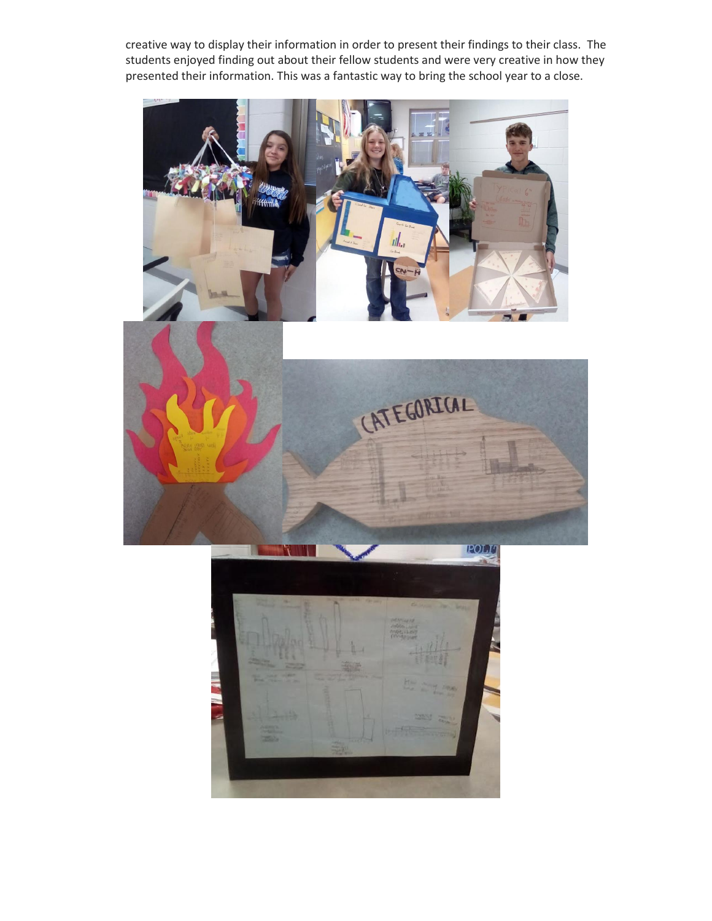creative way to display their information in order to present their findings to their class. The students enjoyed finding out about their fellow students and were very creative in how they presented their information. This was a fantastic way to bring the school year to a close.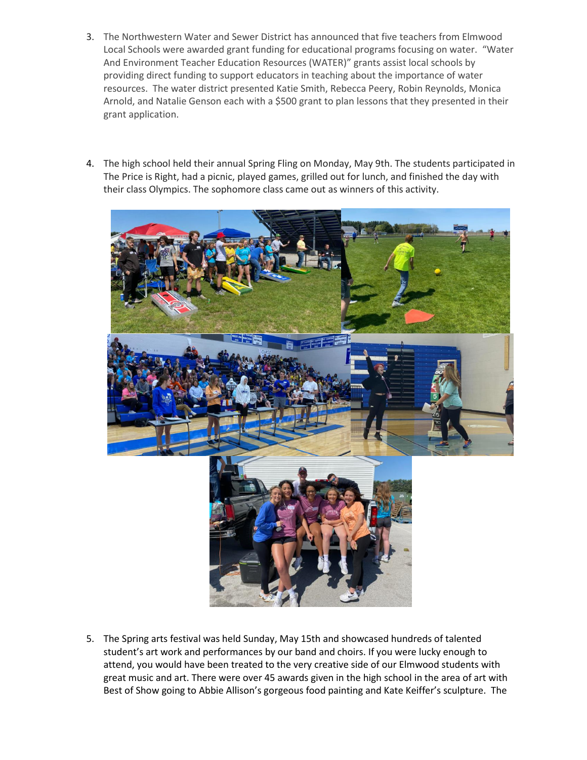3. The Northwestern Water and Sewer District has announced that five teachers from Elmwood Local Schools were awarded grant funding for educational programs focusing on water. "Water And Environment Teacher Education Resources (WATER)" grants assist local schools by providing direct funding to support educators in teaching about the importance of water resources. The water district presented Katie Smith, Rebecca Peery, Robin Reynolds, Monica Arnold, and Natalie Genson each with a $500 grant to plan lessons that they presented in their grant application.

4. The high school held their annual Spring Fling on Monday, May 9th. The students participated in The Price is Right, had a picnic, played games, grilled out for lunch, and finished the day with their class Olympics. The sophomore class came out as winners of this activity.

5. The Spring arts festival was held Sunday, May 15th and showcased hundreds of talented student's art work and performances by our band and choirs. If you were lucky enough to attend, you would have been treated to the very creative side of our Elmwood students with great music and art. There were over 45 awards given in the high school in the area of art with Best of Show going to Abbie Allison's gorgeous food painting and Kate Keiffer's sculpture. The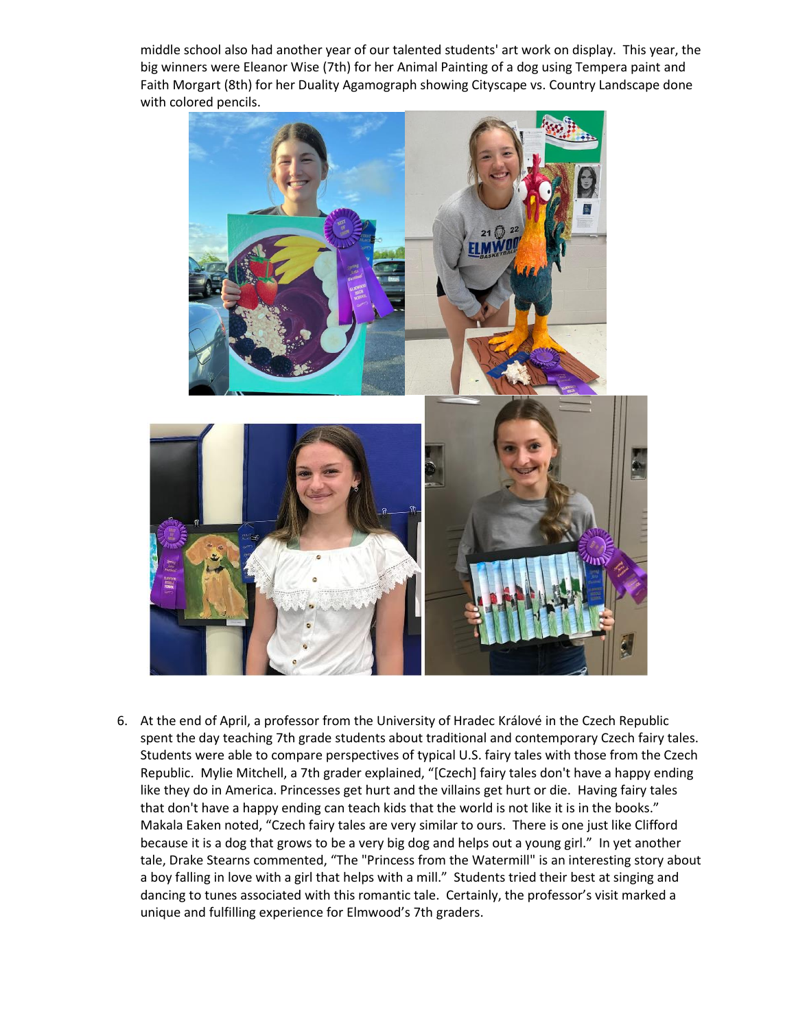middle school also had another year of our talented students' art work on display. This year, the big winners were Eleanor Wise (7th) for her Animal Painting of a dog using Tempera paint and Faith Morgart (8th) for her Duality Agamograph showing Cityscape vs. Country Landscape done with colored pencils.

6. At the end of April, a professor from the University of Hradec Králové in the Czech Republic spent the day teaching 7th grade students about traditional and contemporary Czech fairy tales. Students were able to compare perspectives of typical U.S. fairy tales with those from the Czech Republic. Mylie Mitchell, a 7th grader explained, "[Czech] fairy tales don't have a happy ending like they do in America. Princesses get hurt and the villains get hurt or die. Having fairy tales that don't have a happy ending can teach kids that the world is not like it is in the books." Makala Eaken noted, "Czech fairy tales are very similar to ours. There is one just like Clifford because it is a dog that grows to be a very big dog and helps out a young girl." In yet another tale, Drake Stearns commented, "The "Princess from the Watermill" is an interesting story about a boy falling in love with a girl that helps with a mill." Students tried their best at singing and dancing to tunes associated with this romantic tale. Certainly, the professor's visit marked a unique and fulfilling experience for Elmwood's 7th graders.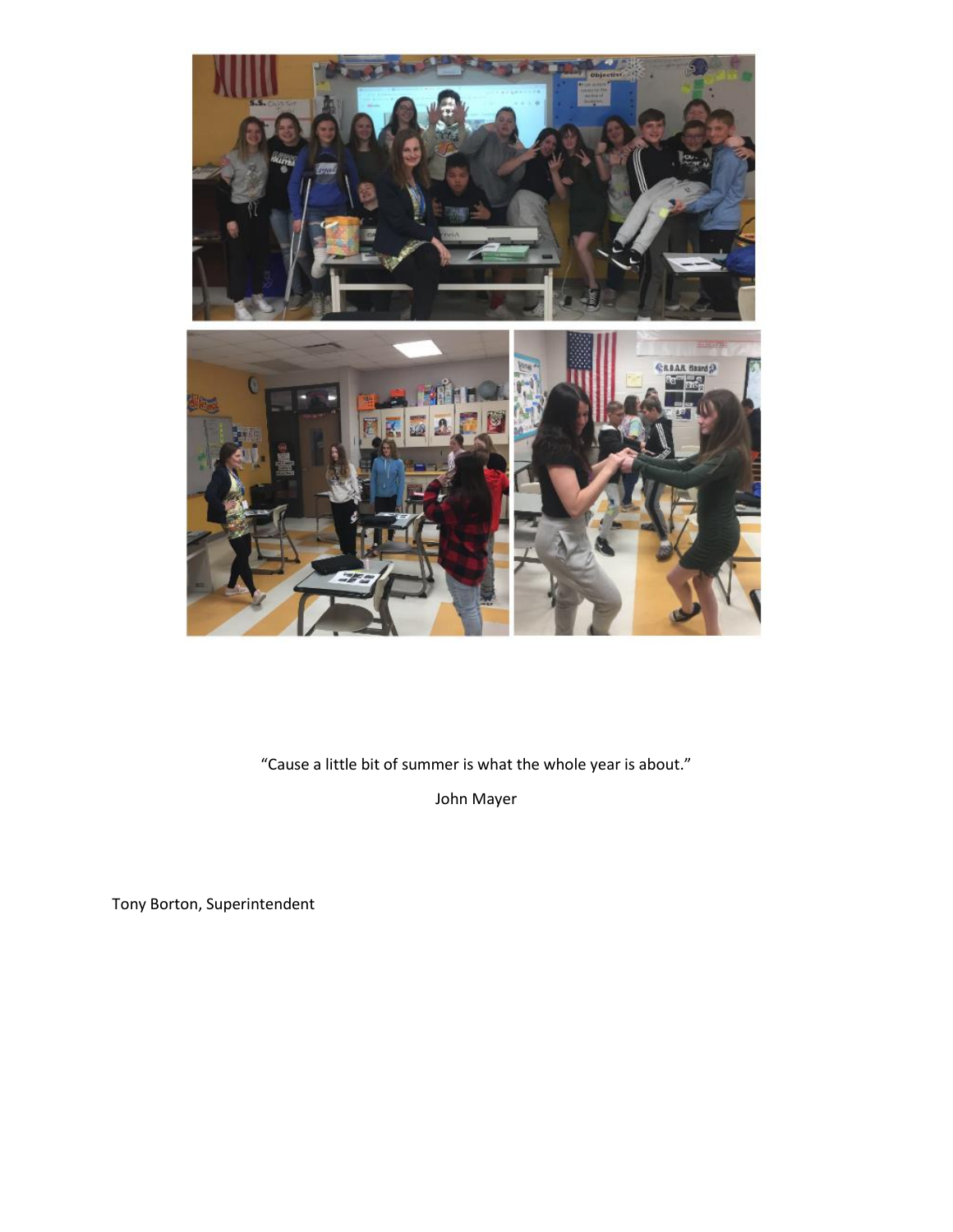"Cause a little bit of summer is what the whole year is about."

John Mayer

Tony Borton, Superintendent